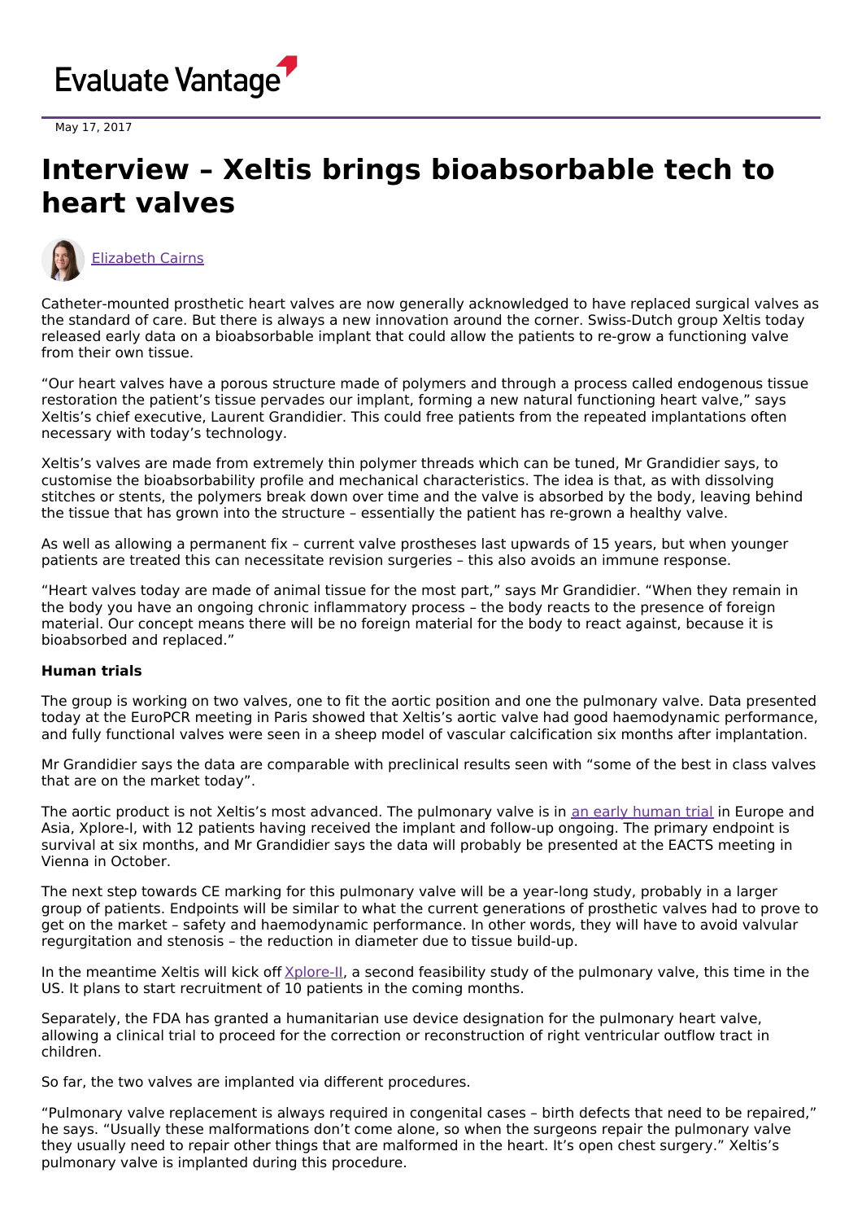Evaluate Vantage

May 17, 2017

# Interview – Xeltis brings bioabsorbable tech to heart valves

Elizabeth Cairns

Catheter-mounted prosthetic heart valves are now generally acknowledged to have replaced surgical valves as the standard of care. But there is always a new innovation around the corner. Swiss-Dutch group Xeltis today released early data on a bioabsorbable implant that could allow the patients to re-grow a functioning valve from their own tissue.

"Our heart valves have a porous structure made of polymers and through a process called endogenous tissue restoration the patient's tissue pervades our implant, forming a new natural functioning heart valve," says Xeltis's chief executive, Laurent Grandidier. This could free patients from the repeated implantations often necessary with today's technology.

Xeltis's valves are made from extremely thin polymer threads which can be tuned, Mr Grandidier says, to customise the bioabsorbability profile and mechanical characteristics. The idea is that, as with dissolving stitches or stents, the polymers break down over time and the valve is absorbed by the body, leaving behind the tissue that has grown into the structure – essentially the patient has re-grown a healthy valve.

As well as allowing a permanent fix – current valve prostheses last upwards of 15 years, but when younger patients are treated this can necessitate revision surgeries – this also avoids an immune response.

"Heart valves today are made of animal tissue for the most part," says Mr Grandidier. "When they remain in the body you have an ongoing chronic inflammatory process – the body reacts to the presence of foreign material. Our concept means there will be no foreign material for the body to react against, because it is bioabsorbed and replaced."

**Human trials**

The group is working on two valves, one to fit the aortic position and one the pulmonary valve. Data presented today at the EuroPCR meeting in Paris showed that Xeltis's aortic valve had good haemodynamic performance, and fully functional valves were seen in a sheep model of vascular calcification six months after implantation.

Mr Grandidier says the data are comparable with preclinical results seen with "some of the best in class valves that are on the market today".

The aortic product is not Xeltis's most advanced. The pulmonary valve is in an early human trial in Europe and Asia, Xplore-I, with 12 patients having received the implant and follow-up ongoing. The primary endpoint is survival at six months, and Mr Grandidier says the data will probably be presented at the EACTS meeting in Vienna in October.

The next step towards CE marking for this pulmonary valve will be a year-long study, probably in a larger group of patients. Endpoints will be similar to what the current generations of prosthetic valves had to prove to get on the market – safety and haemodynamic performance. In other words, they will have to avoid valvular regurgitation and stenosis – the reduction in diameter due to tissue build-up.

In the meantime Xeltis will kick off Xplore-II, a second feasibility study of the pulmonary valve, this time in the US. It plans to start recruitment of 10 patients in the coming months.

Separately, the FDA has granted a humanitarian use device designation for the pulmonary heart valve, allowing a clinical trial to proceed for the correction or reconstruction of right ventricular outflow tract in children.

So far, the two valves are implanted via different procedures.

"Pulmonary valve replacement is always required in congenital cases – birth defects that need to be repaired," he says. "Usually these malformations don't come alone, so when the surgeons repair the pulmonary valve they usually need to repair other things that are malformed in the heart. It's open chest surgery." Xeltis's pulmonary valve is implanted during this procedure.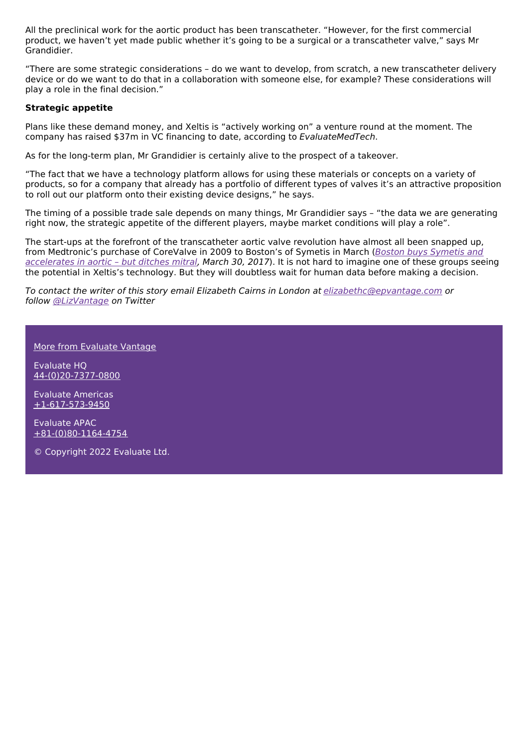All the preclinical work for the aortic product has been transcatheter. “However, for the first commercial product, we haven’t yet made public whether it’s going to be a surgical or a transcatheter valve,” says Mr Grandidier.

“There are some strategic considerations – do we want to develop, from scratch, a new transcatheter delivery device or do we want to do that in a collaboration with someone else, for example? These considerations will play a role in the final decision.”

**Strategic appetite**

Plans like these demand money, and Xeltis is “actively working on” a venture round at the moment. The company has raised $37m in VC financing to date, according to *EvaluateMedTech*.

As for the long-term plan, Mr Grandidier is certainly alive to the prospect of a takeover.

“The fact that we have a technology platform allows for using these materials or concepts on a variety of products, so for a company that already has a portfolio of different types of valves it’s an attractive proposition to roll out our platform onto their existing device designs,” he says.

The timing of a possible trade sale depends on many things, Mr Grandidier says – “the data we are generating right now, the strategic appetite of the different players, maybe market conditions will play a role”.

The start-ups at the forefront of the transcatheter aortic valve revolution have almost all been snapped up, from Medtronic’s purchase of CoreValve in 2009 to Boston’s of Symetis in March (*Boston buys Symetis and accelerates in aortic – but ditches mitral, March 30, 2017*). It is not hard to imagine one of these groups seeing the potential in Xeltis’s technology. But they will doubtless wait for human data before making a decision.

*To contact the writer of this story email Elizabeth Cairns in London at elizabethc@epvantage.com or follow @LizVantage on Twitter*

More from Evaluate Vantage

Evaluate HQ
44-(0)20-7377-0800

Evaluate Americas
+1-617-573-9450

Evaluate APAC
+81-(0)80-1164-4754

© Copyright 2022 Evaluate Ltd.